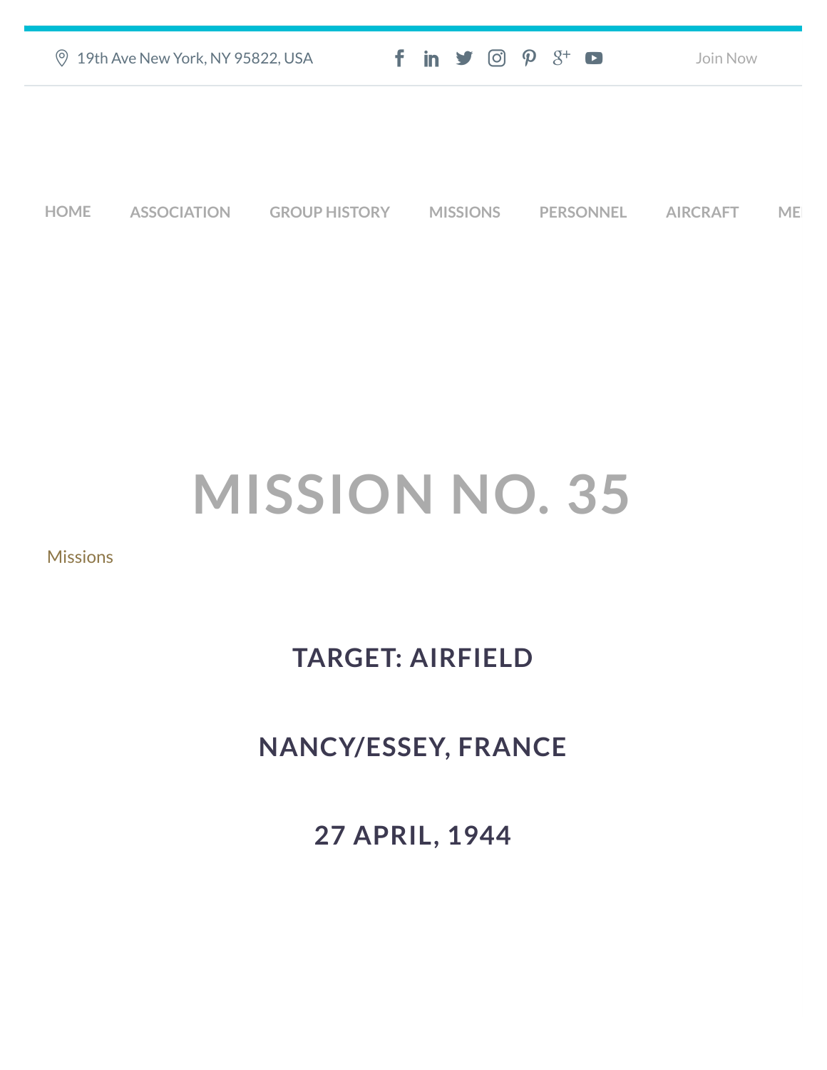19th Ave New York, NY 95822, USA

Join Now

HOME ASSOCIATION GROUP HISTORY MISSIONS PERSONNEL AIRCRAFT ME

# MISSION NO. 35

Missions

## TARGET: AIRFIELD

## NANCY/ESSEY, FRANCE

## 27 APRIL, 1944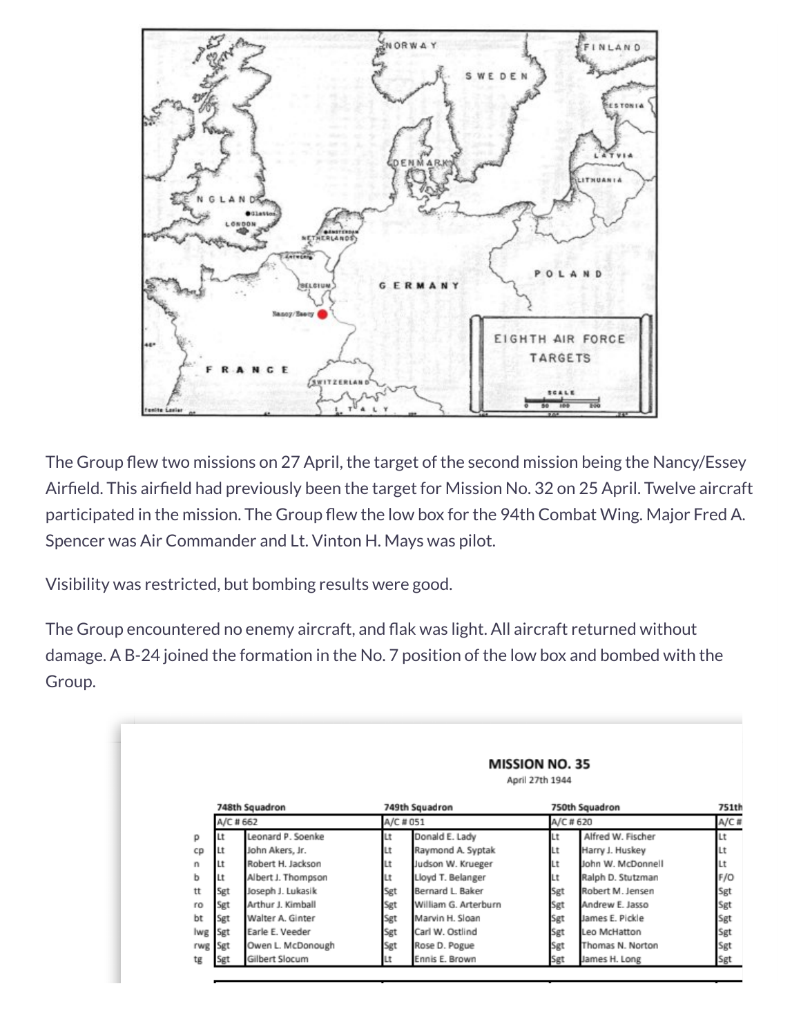The Group flew two missions on 27 April, the target of the second mission being the Nancy/Essey Airfield. This airfield had previously been the target for Mission No. 32 on 25 April. Twelve aircraft participated in the mission. The Group flew the low box for the 94th Combat Wing. Major Fred A. Spencer was Air Commander and Lt. Vinton H. Mays was pilot.

Visibility was restricted, but bombing results were good.

The Group encountered no enemy aircraft, and flak was light. All aircraft returned without damage. A B-24 joined the formation in the No. 7 position of the low box and bombed with the Group.

**MISSION NO. 35**

April 27th 1944

| | 748th Squadron | | 749th Squadron | | 750th Squadron | | 751th |
|---|---|---|---|---|---|---|---|
| | A/C # 662 | | A/C # 051 | | A/C # 620 | | A/C # |
| p | Lt | Leonard P. Soenke | Lt | Donald E. Lady | Lt | Alfred W. Fischer | Lt |
| cp | Lt | John Akers, Jr. | Lt | Raymond A. Syptak | Lt | Harry J. Huskey | Lt |
| n | Lt | Robert H. Jackson | Lt | Judson W. Krueger | Lt | John W. McDonnell | Lt |
| b | Lt | Albert J. Thompson | Lt | Lloyd T. Belanger | Lt | Ralph D. Stutzman | F/O |
| tt | Sgt | Joseph J. Lukasik | Sgt | Bernard L. Baker | Sgt | Robert M. Jensen | Sgt |
| ro | Sgt | Arthur J. Kimball | Sgt | William G. Arterburn | Sgt | Andrew E. Jasso | Sgt |
| bt | Sgt | Walter A. Ginter | Sgt | Marvin H. Sloan | Sgt | James E. Pickle | Sgt |
| lwg | Sgt | Earle E. Veeder | Sgt | Carl W. Ostlind | Sgt | Leo McHatton | Sgt |
| rwg | Sgt | Owen L. McDonough | Sgt | Rose D. Pogue | Sgt | Thomas N. Norton | Sgt |
| tg | Sgt | Gilbert Slocum | Lt | Ennis E. Brown | Sgt | James H. Long | Sgt |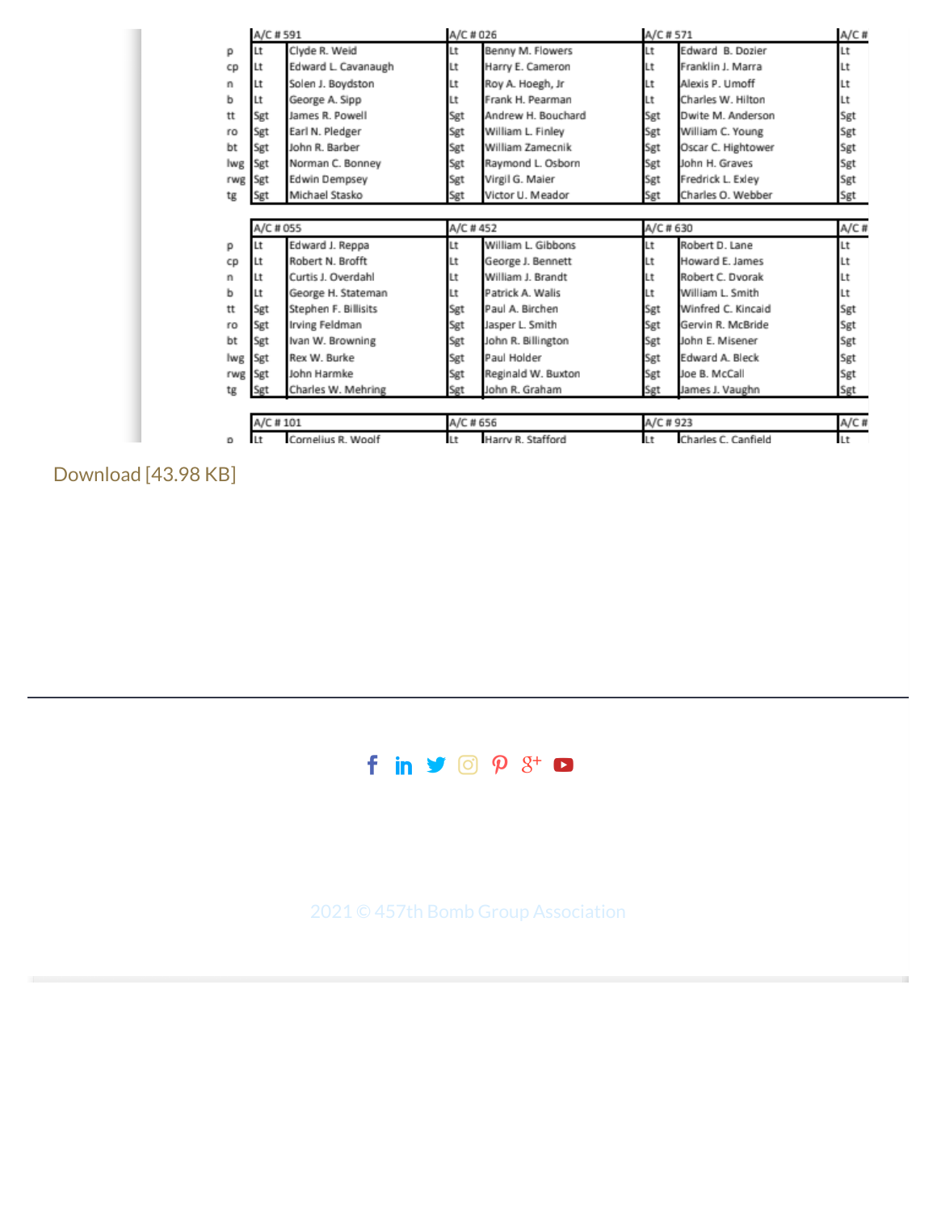| | A/C # 591 | | A/C # 026 | | A/C # 571 | | A/C # |
|---|---|---|---|---|---|---|---|
| p | Lt | Clyde R. Weid | Lt | Benny M. Flowers | Lt | Edward B. Dozier | Lt |
| cp | Lt | Edward L. Cavanaugh | Lt | Harry E. Cameron | Lt | Franklin J. Marra | Lt |
| n | Lt | Solen J. Boydston | Lt | Roy A. Hoegh, Jr | Lt | Alexis P. Umoff | Lt |
| b | Lt | George A. Sipp | Lt | Frank H. Pearman | Lt | Charles W. Hilton | Lt |
| tt | Sgt | James R. Powell | Sgt | Andrew H. Bouchard | Sgt | Dwite M. Anderson | Sgt |
| ro | Sgt | Earl N. Pledger | Sgt | William L. Finley | Sgt | William C. Young | Sgt |
| bt | Sgt | John R. Barber | Sgt | William Zamecnik | Sgt | Oscar C. Hightower | Sgt |
| lwg | Sgt | Norman C. Bonney | Sgt | Raymond L. Osborn | Sgt | John H. Graves | Sgt |
| rwg | Sgt | Edwin Dempsey | Sgt | Virgil G. Maier | Sgt | Fredrick L. Exley | Sgt |
| tg | Sgt | Michael Stasko | Sgt | Victor U. Meador | Sgt | Charles O. Webber | Sgt |

| | A/C # 055 | | A/C # 452 | | A/C # 630 | | A/C # |
|---|---|---|---|---|---|---|---|
| p | Lt | Edward J. Reppa | Lt | William L. Gibbons | Lt | Robert D. Lane | Lt |
| cp | Lt | Robert N. Brofft | Lt | George J. Bennett | Lt | Howard E. James | Lt |
| n | Lt | Curtis J. Overdahl | Lt | William J. Brandt | Lt | Robert C. Dvorak | Lt |
| b | Lt | George H. Stateman | Lt | Patrick A. Walls | Lt | William L. Smith | Lt |
| tt | Sgt | Stephen F. Billisits | Sgt | Paul A. Birchen | Sgt | Winfred C. Kincaid | Sgt |
| ro | Sgt | Irving Feldman | Sgt | Jasper L. Smith | Sgt | Gervin R. McBride | Sgt |
| bt | Sgt | Ivan W. Browning | Sgt | John R. Billington | Sgt | John E. Misener | Sgt |
| lwg | Sgt | Rex W. Burke | Sgt | Paul Holder | Sgt | Edward A. Bleck | Sgt |
| rwg | Sgt | John Harmke | Sgt | Reginald W. Buxton | Sgt | Joe B. McCall | Sgt |
| tg | Sgt | Charles W. Mehring | Sgt | John R. Graham | Sgt | James J. Vaughn | Sgt |

| | A/C # 101 | | A/C # 656 | | A/C # 923 | | A/C # |
|---|---|---|---|---|---|---|---|
| p | Lt | Cornelius R. Woolf | Lt | Harry R. Stafford | Lt | Charles C. Canfield | Lt |

Download [43.98 KB]

2021 © 457th Bomb Group Association